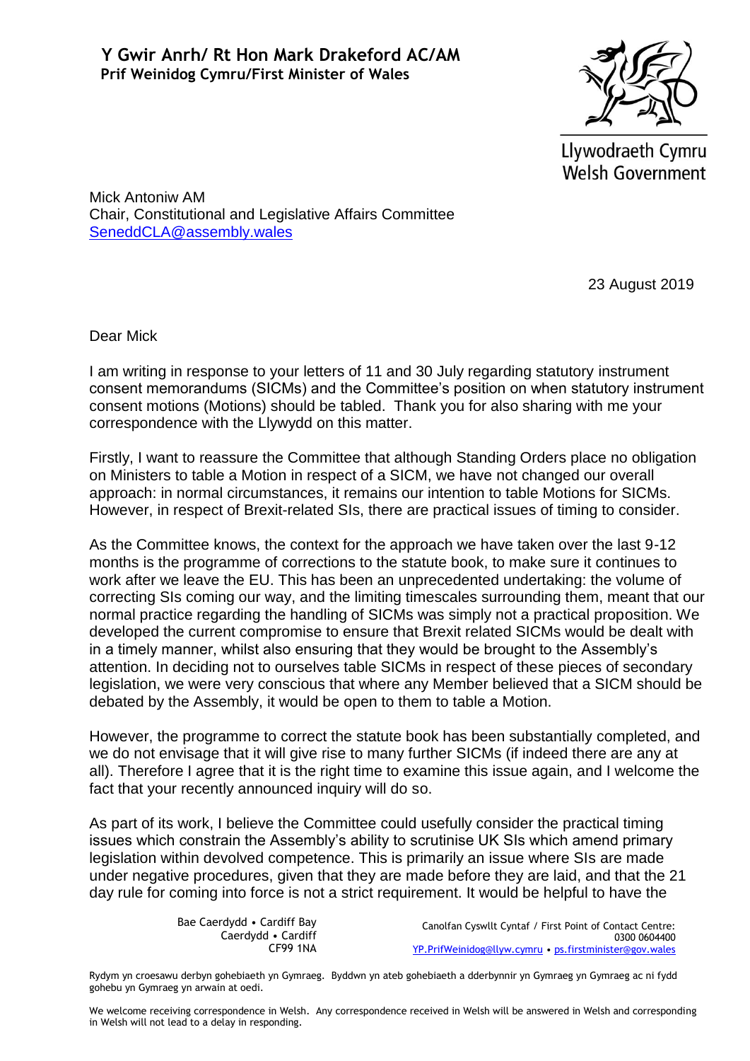**Y Gwir Anrh/ Rt Hon Mark Drakeford AC/AM**
**Prif Weinidog Cymru/First Minister of Wales**

Llywodraeth Cymru
Welsh Government

Mick Antoniw AM
Chair, Constitutional and Legislative Affairs Committee
SeneddCLA@assembly.wales

23 August 2019

Dear Mick

I am writing in response to your letters of 11 and 30 July regarding statutory instrument consent memorandums (SICMs) and the Committee's position on when statutory instrument consent motions (Motions) should be tabled. Thank you for also sharing with me your correspondence with the Llywydd on this matter.

Firstly, I want to reassure the Committee that although Standing Orders place no obligation on Ministers to table a Motion in respect of a SICM, we have not changed our overall approach: in normal circumstances, it remains our intention to table Motions for SICMs. However, in respect of Brexit-related SIs, there are practical issues of timing to consider.

As the Committee knows, the context for the approach we have taken over the last 9-12 months is the programme of corrections to the statute book, to make sure it continues to work after we leave the EU. This has been an unprecedented undertaking: the volume of correcting SIs coming our way, and the limiting timescales surrounding them, meant that our normal practice regarding the handling of SICMs was simply not a practical proposition. We developed the current compromise to ensure that Brexit related SICMs would be dealt with in a timely manner, whilst also ensuring that they would be brought to the Assembly's attention. In deciding not to ourselves table SICMs in respect of these pieces of secondary legislation, we were very conscious that where any Member believed that a SICM should be debated by the Assembly, it would be open to them to table a Motion.

However, the programme to correct the statute book has been substantially completed, and we do not envisage that it will give rise to many further SICMs (if indeed there are any at all). Therefore I agree that it is the right time to examine this issue again, and I welcome the fact that your recently announced inquiry will do so.

As part of its work, I believe the Committee could usefully consider the practical timing issues which constrain the Assembly's ability to scrutinise UK SIs which amend primary legislation within devolved competence. This is primarily an issue where SIs are made under negative procedures, given that they are made before they are laid, and that the 21 day rule for coming into force is not a strict requirement. It would be helpful to have the

Bae Caerdydd • Cardiff Bay
Caerdydd • Cardiff
CF99 1NA

Canolfan Cyswllt Cyntaf / First Point of Contact Centre:
0300 0604400
YP.PrifWeinidog@llyw.cymru • ps.firstminister@gov.wales

Rydym yn croesawu derbyn gohebiaeth yn Gymraeg. Byddwn yn ateb gohebiaeth a dderbynnir yn Gymraeg yn Gymraeg ac ni fydd gohebu yn Gymraeg yn arwain at oedi.

We welcome receiving correspondence in Welsh. Any correspondence received in Welsh will be answered in Welsh and corresponding in Welsh will not lead to a delay in responding.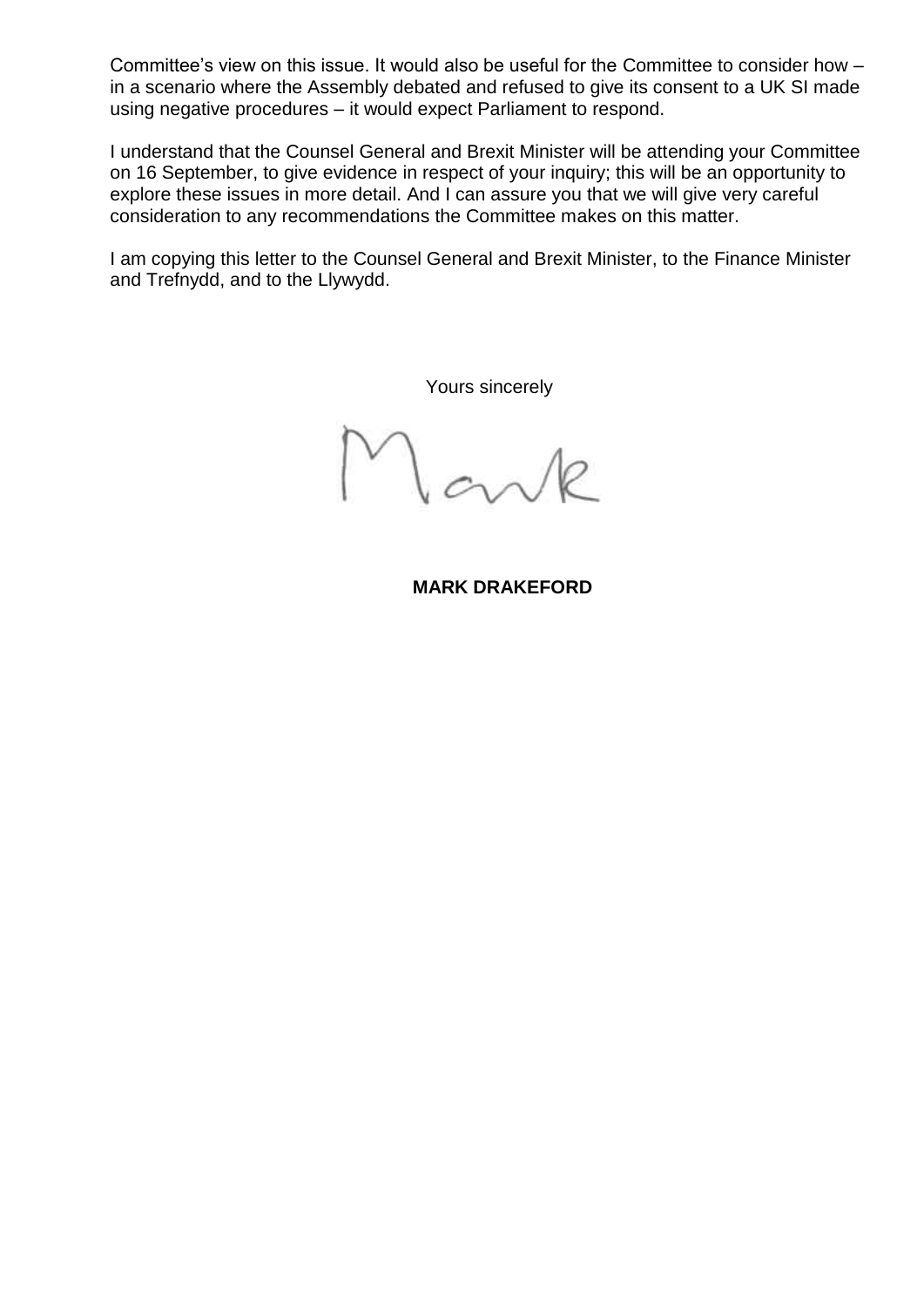Committee's view on this issue. It would also be useful for the Committee to consider how – in a scenario where the Assembly debated and refused to give its consent to a UK SI made using negative procedures – it would expect Parliament to respond.

I understand that the Counsel General and Brexit Minister will be attending your Committee on 16 September, to give evidence in respect of your inquiry; this will be an opportunity to explore these issues in more detail. And I can assure you that we will give very careful consideration to any recommendations the Committee makes on this matter.

I am copying this letter to the Counsel General and Brexit Minister, to the Finance Minister and Trefnydd, and to the Llywydd.

Yours sincerely

Mark

**MARK DRAKEFORD**